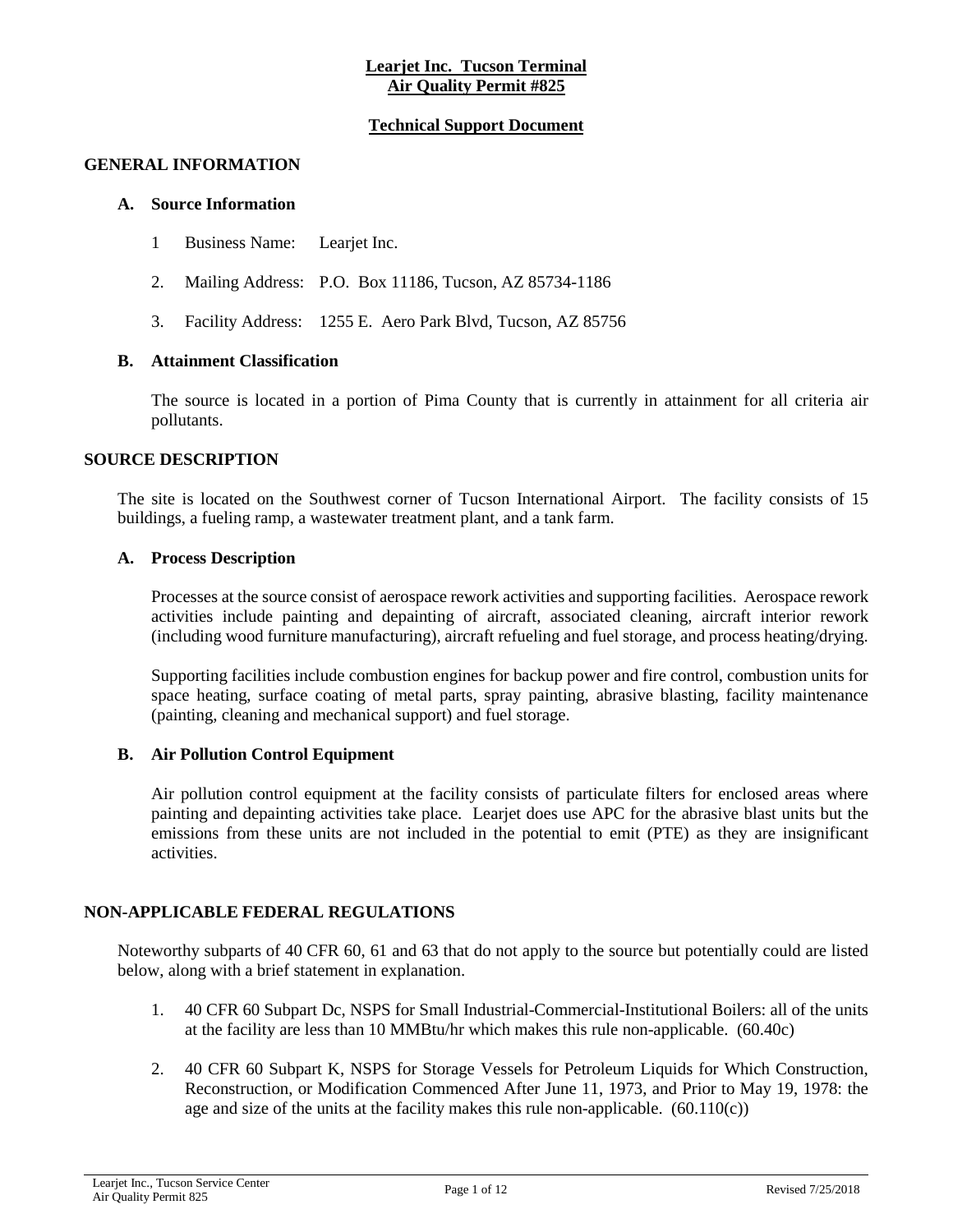# Learjet Inc. Tucson Terminal
# Air Quality Permit #825

## Technical Support Document

## GENERAL INFORMATION

### A. Source Information

1. Business Name: Learjet Inc.
2. Mailing Address: P.O. Box 11186, Tucson, AZ 85734-1186
3. Facility Address: 1255 E. Aero Park Blvd, Tucson, AZ 85756

### B. Attainment Classification

The source is located in a portion of Pima County that is currently in attainment for all criteria air pollutants.

## SOURCE DESCRIPTION

The site is located on the Southwest corner of Tucson International Airport. The facility consists of 15 buildings, a fueling ramp, a wastewater treatment plant, and a tank farm.

### A. Process Description

Processes at the source consist of aerospace rework activities and supporting facilities. Aerospace rework activities include painting and depainting of aircraft, associated cleaning, aircraft interior rework (including wood furniture manufacturing), aircraft refueling and fuel storage, and process heating/drying.

Supporting facilities include combustion engines for backup power and fire control, combustion units for space heating, surface coating of metal parts, spray painting, abrasive blasting, facility maintenance (painting, cleaning and mechanical support) and fuel storage.

### B. Air Pollution Control Equipment

Air pollution control equipment at the facility consists of particulate filters for enclosed areas where painting and depainting activities take place. Learjet does use APC for the abrasive blast units but the emissions from these units are not included in the potential to emit (PTE) as they are insignificant activities.

## NON-APPLICABLE FEDERAL REGULATIONS

Noteworthy subparts of 40 CFR 60, 61 and 63 that do not apply to the source but potentially could are listed below, along with a brief statement in explanation.

1. 40 CFR 60 Subpart Dc, NSPS for Small Industrial-Commercial-Institutional Boilers: all of the units at the facility are less than 10 MMBtu/hr which makes this rule non-applicable. (60.40c)
2. 40 CFR 60 Subpart K, NSPS for Storage Vessels for Petroleum Liquids for Which Construction, Reconstruction, or Modification Commenced After June 11, 1973, and Prior to May 19, 1978: the age and size of the units at the facility makes this rule non-applicable. (60.110(c))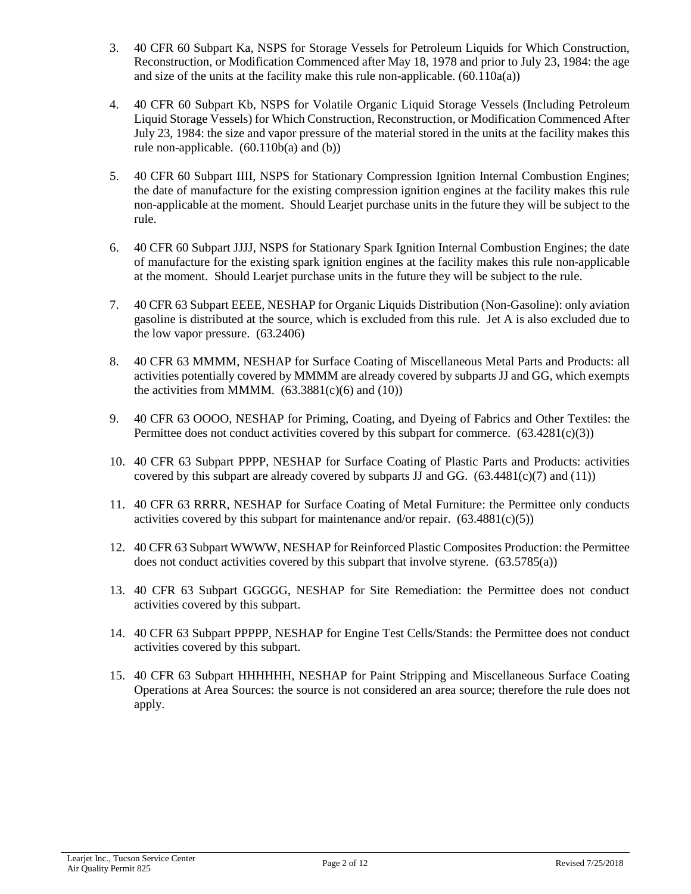3. 40 CFR 60 Subpart Ka, NSPS for Storage Vessels for Petroleum Liquids for Which Construction, Reconstruction, or Modification Commenced after May 18, 1978 and prior to July 23, 1984: the age and size of the units at the facility make this rule non-applicable. (60.110a(a))

4. 40 CFR 60 Subpart Kb, NSPS for Volatile Organic Liquid Storage Vessels (Including Petroleum Liquid Storage Vessels) for Which Construction, Reconstruction, or Modification Commenced After July 23, 1984: the size and vapor pressure of the material stored in the units at the facility makes this rule non-applicable. (60.110b(a) and (b))

5. 40 CFR 60 Subpart IIII, NSPS for Stationary Compression Ignition Internal Combustion Engines; the date of manufacture for the existing compression ignition engines at the facility makes this rule non-applicable at the moment. Should Learjet purchase units in the future they will be subject to the rule.

6. 40 CFR 60 Subpart JJJJ, NSPS for Stationary Spark Ignition Internal Combustion Engines; the date of manufacture for the existing spark ignition engines at the facility makes this rule non-applicable at the moment. Should Learjet purchase units in the future they will be subject to the rule.

7. 40 CFR 63 Subpart EEEE, NESHAP for Organic Liquids Distribution (Non-Gasoline): only aviation gasoline is distributed at the source, which is excluded from this rule. Jet A is also excluded due to the low vapor pressure. (63.2406)

8. 40 CFR 63 MMMM, NESHAP for Surface Coating of Miscellaneous Metal Parts and Products: all activities potentially covered by MMMM are already covered by subparts JJ and GG, which exempts the activities from MMMM. (63.3881(c)(6) and (10))

9. 40 CFR 63 OOOO, NESHAP for Priming, Coating, and Dyeing of Fabrics and Other Textiles: the Permittee does not conduct activities covered by this subpart for commerce. (63.4281(c)(3))

10. 40 CFR 63 Subpart PPPP, NESHAP for Surface Coating of Plastic Parts and Products: activities covered by this subpart are already covered by subparts JJ and GG. (63.4481(c)(7) and (11))

11. 40 CFR 63 RRRR, NESHAP for Surface Coating of Metal Furniture: the Permittee only conducts activities covered by this subpart for maintenance and/or repair. (63.4881(c)(5))

12. 40 CFR 63 Subpart WWWW, NESHAP for Reinforced Plastic Composites Production: the Permittee does not conduct activities covered by this subpart that involve styrene. (63.5785(a))

13. 40 CFR 63 Subpart GGGGG, NESHAP for Site Remediation: the Permittee does not conduct activities covered by this subpart.

14. 40 CFR 63 Subpart PPPPP, NESHAP for Engine Test Cells/Stands: the Permittee does not conduct activities covered by this subpart.

15. 40 CFR 63 Subpart HHHHHH, NESHAP for Paint Stripping and Miscellaneous Surface Coating Operations at Area Sources: the source is not considered an area source; therefore the rule does not apply.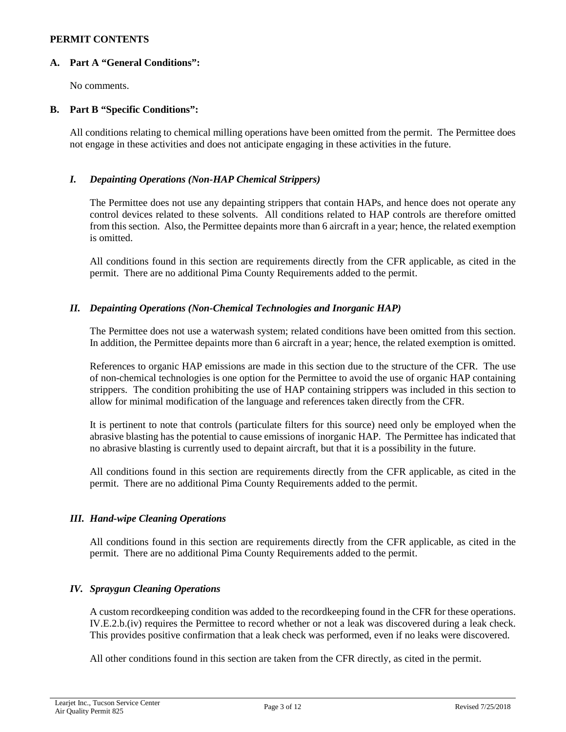**PERMIT CONTENTS**

**A. Part A "General Conditions":**

No comments.

**B. Part B "Specific Conditions":**

All conditions relating to chemical milling operations have been omitted from the permit. The Permittee does not engage in these activities and does not anticipate engaging in these activities in the future.

***I. Depainting Operations (Non-HAP Chemical Strippers)***

The Permittee does not use any depainting strippers that contain HAPs, and hence does not operate any control devices related to these solvents. All conditions related to HAP controls are therefore omitted from this section. Also, the Permittee depaints more than 6 aircraft in a year; hence, the related exemption is omitted.

All conditions found in this section are requirements directly from the CFR applicable, as cited in the permit. There are no additional Pima County Requirements added to the permit.

***II. Depainting Operations (Non-Chemical Technologies and Inorganic HAP)***

The Permittee does not use a waterwash system; related conditions have been omitted from this section. In addition, the Permittee depaints more than 6 aircraft in a year; hence, the related exemption is omitted.

References to organic HAP emissions are made in this section due to the structure of the CFR. The use of non-chemical technologies is one option for the Permittee to avoid the use of organic HAP containing strippers. The condition prohibiting the use of HAP containing strippers was included in this section to allow for minimal modification of the language and references taken directly from the CFR.

It is pertinent to note that controls (particulate filters for this source) need only be employed when the abrasive blasting has the potential to cause emissions of inorganic HAP. The Permittee has indicated that no abrasive blasting is currently used to depaint aircraft, but that it is a possibility in the future.

All conditions found in this section are requirements directly from the CFR applicable, as cited in the permit. There are no additional Pima County Requirements added to the permit.

***III. Hand-wipe Cleaning Operations***

All conditions found in this section are requirements directly from the CFR applicable, as cited in the permit. There are no additional Pima County Requirements added to the permit.

***IV. Spraygun Cleaning Operations***

A custom recordkeeping condition was added to the recordkeeping found in the CFR for these operations. IV.E.2.b.(iv) requires the Permittee to record whether or not a leak was discovered during a leak check. This provides positive confirmation that a leak check was performed, even if no leaks were discovered.

All other conditions found in this section are taken from the CFR directly, as cited in the permit.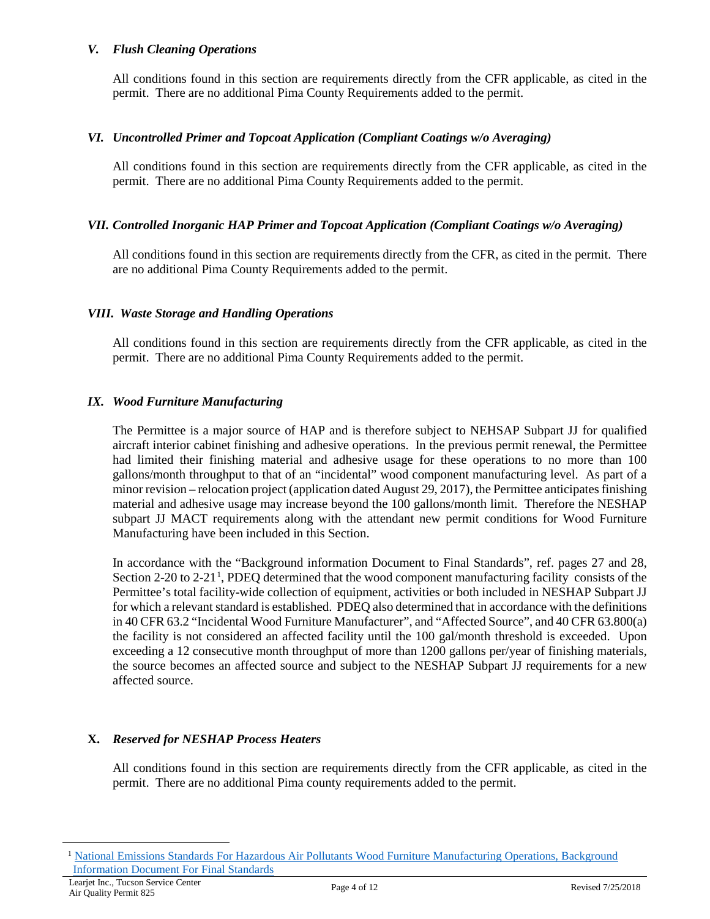### *V. Flush Cleaning Operations*

All conditions found in this section are requirements directly from the CFR applicable, as cited in the permit. There are no additional Pima County Requirements added to the permit.

### *VI. Uncontrolled Primer and Topcoat Application (Compliant Coatings w/o Averaging)*

All conditions found in this section are requirements directly from the CFR applicable, as cited in the permit. There are no additional Pima County Requirements added to the permit.

### *VII. Controlled Inorganic HAP Primer and Topcoat Application (Compliant Coatings w/o Averaging)*

All conditions found in this section are requirements directly from the CFR, as cited in the permit. There are no additional Pima County Requirements added to the permit.

### *VIII. Waste Storage and Handling Operations*

All conditions found in this section are requirements directly from the CFR applicable, as cited in the permit. There are no additional Pima County Requirements added to the permit.

### *IX. Wood Furniture Manufacturing*

The Permittee is a major source of HAP and is therefore subject to NEHSAP Subpart JJ for qualified aircraft interior cabinet finishing and adhesive operations. In the previous permit renewal, the Permittee had limited their finishing material and adhesive usage for these operations to no more than 100 gallons/month throughput to that of an "incidental" wood component manufacturing level. As part of a minor revision – relocation project (application dated August 29, 2017), the Permittee anticipates finishing material and adhesive usage may increase beyond the 100 gallons/month limit. Therefore the NESHAP subpart JJ MACT requirements along with the attendant new permit conditions for Wood Furniture Manufacturing have been included in this Section.

In accordance with the "Background information Document to Final Standards", ref. pages 27 and 28, Section 2-20 to 2-21[1], PDEQ determined that the wood component manufacturing facility consists of the Permittee's total facility-wide collection of equipment, activities or both included in NESHAP Subpart JJ for which a relevant standard is established. PDEQ also determined that in accordance with the definitions in 40 CFR 63.2 "Incidental Wood Furniture Manufacturer", and "Affected Source", and 40 CFR 63.800(a) the facility is not considered an affected facility until the 100 gal/month threshold is exceeded. Upon exceeding a 12 consecutive month throughput of more than 1200 gallons per/year of finishing materials, the source becomes an affected source and subject to the NESHAP Subpart JJ requirements for a new affected source.

### **X.** *Reserved for NESHAP Process Heaters*

All conditions found in this section are requirements directly from the CFR applicable, as cited in the permit. There are no additional Pima county requirements added to the permit.

---

[1] National Emissions Standards For Hazardous Air Pollutants Wood Furniture Manufacturing Operations, Background Information Document For Final Standards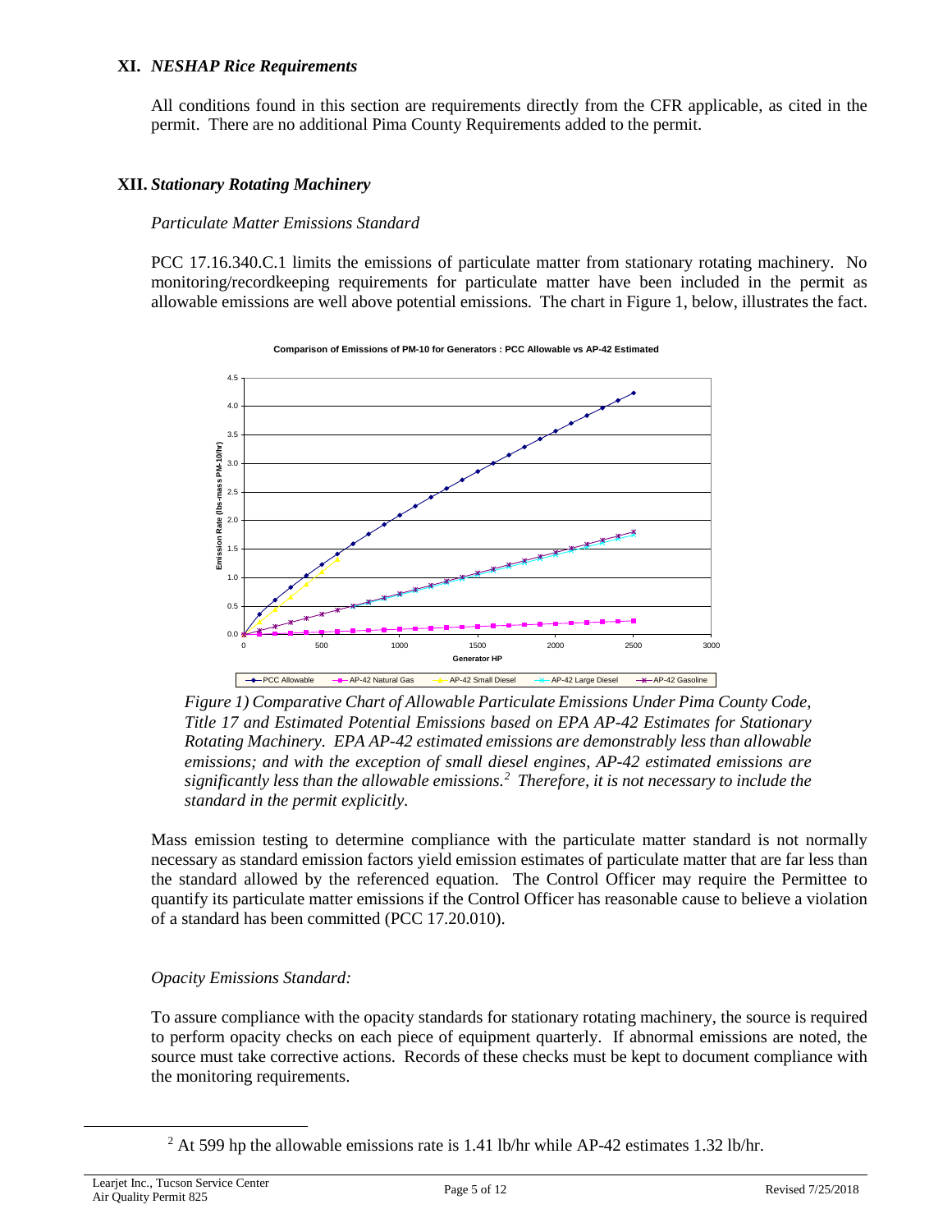### XI. *NESHAP Rice Requirements*

All conditions found in this section are requirements directly from the CFR applicable, as cited in the permit. There are no additional Pima County Requirements added to the permit.

### XII. *Stationary Rotating Machinery*

*Particulate Matter Emissions Standard*

PCC 17.16.340.C.1 limits the emissions of particulate matter from stationary rotating machinery. No monitoring/recordkeeping requirements for particulate matter have been included in the permit as allowable emissions are well above potential emissions. The chart in Figure 1, below, illustrates the fact.

*Figure 1) Comparative Chart of Allowable Particulate Emissions Under Pima County Code, Title 17 and Estimated Potential Emissions based on EPA AP-42 Estimates for Stationary Rotating Machinery. EPA AP-42 estimated emissions are demonstrably less than allowable emissions; and with the exception of small diesel engines, AP-42 estimated emissions are significantly less than the allowable emissions.[2] Therefore, it is not necessary to include the standard in the permit explicitly.*

Mass emission testing to determine compliance with the particulate matter standard is not normally necessary as standard emission factors yield emission estimates of particulate matter that are far less than the standard allowed by the referenced equation. The Control Officer may require the Permittee to quantify its particulate matter emissions if the Control Officer has reasonable cause to believe a violation of a standard has been committed (PCC 17.20.010).

*Opacity Emissions Standard:*

To assure compliance with the opacity standards for stationary rotating machinery, the source is required to perform opacity checks on each piece of equipment quarterly. If abnormal emissions are noted, the source must take corrective actions. Records of these checks must be kept to document compliance with the monitoring requirements.

---

[2] At 599 hp the allowable emissions rate is 1.41 lb/hr while AP-42 estimates 1.32 lb/hr.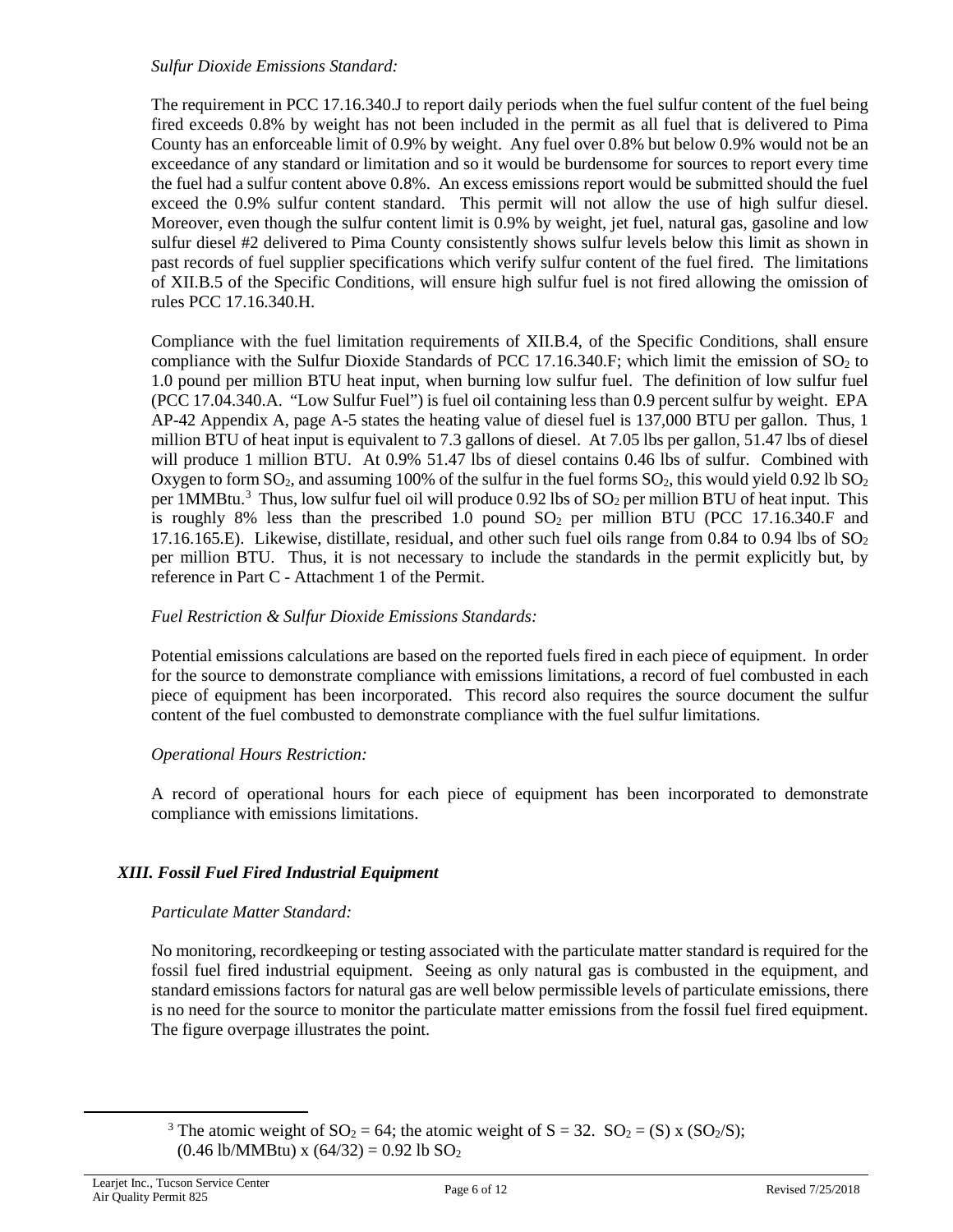*Sulfur Dioxide Emissions Standard:*

The requirement in PCC 17.16.340.J to report daily periods when the fuel sulfur content of the fuel being fired exceeds 0.8% by weight has not been included in the permit as all fuel that is delivered to Pima County has an enforceable limit of 0.9% by weight. Any fuel over 0.8% but below 0.9% would not be an exceedance of any standard or limitation and so it would be burdensome for sources to report every time the fuel had a sulfur content above 0.8%. An excess emissions report would be submitted should the fuel exceed the 0.9% sulfur content standard. This permit will not allow the use of high sulfur diesel. Moreover, even though the sulfur content limit is 0.9% by weight, jet fuel, natural gas, gasoline and low sulfur diesel #2 delivered to Pima County consistently shows sulfur levels below this limit as shown in past records of fuel supplier specifications which verify sulfur content of the fuel fired. The limitations of XII.B.5 of the Specific Conditions, will ensure high sulfur fuel is not fired allowing the omission of rules PCC 17.16.340.H.

Compliance with the fuel limitation requirements of XII.B.4, of the Specific Conditions, shall ensure compliance with the Sulfur Dioxide Standards of PCC 17.16.340.F; which limit the emission of $SO_2$ to 1.0 pound per million BTU heat input, when burning low sulfur fuel. The definition of low sulfur fuel (PCC 17.04.340.A. "Low Sulfur Fuel") is fuel oil containing less than 0.9 percent sulfur by weight. EPA AP-42 Appendix A, page A-5 states the heating value of diesel fuel is 137,000 BTU per gallon. Thus, 1 million BTU of heat input is equivalent to 7.3 gallons of diesel. At 7.05 lbs per gallon, 51.47 lbs of diesel will produce 1 million BTU. At 0.9% 51.47 lbs of diesel contains 0.46 lbs of sulfur. Combined with Oxygen to form $SO_2$, and assuming 100% of the sulfur in the fuel forms $SO_2$, this would yield 0.92 lb $SO_2$ per 1MMBtu.[3] Thus, low sulfur fuel oil will produce 0.92 lbs of $SO_2$ per million BTU of heat input. This is roughly 8% less than the prescribed 1.0 pound $SO_2$ per million BTU (PCC 17.16.340.F and 17.16.165.E). Likewise, distillate, residual, and other such fuel oils range from 0.84 to 0.94 lbs of $SO_2$ per million BTU. Thus, it is not necessary to include the standards in the permit explicitly but, by reference in Part C - Attachment 1 of the Permit.

*Fuel Restriction & Sulfur Dioxide Emissions Standards:*

Potential emissions calculations are based on the reported fuels fired in each piece of equipment. In order for the source to demonstrate compliance with emissions limitations, a record of fuel combusted in each piece of equipment has been incorporated. This record also requires the source document the sulfur content of the fuel combusted to demonstrate compliance with the fuel sulfur limitations.

*Operational Hours Restriction:*

A record of operational hours for each piece of equipment has been incorporated to demonstrate compliance with emissions limitations.

## *XIII. Fossil Fuel Fired Industrial Equipment*

*Particulate Matter Standard:*

No monitoring, recordkeeping or testing associated with the particulate matter standard is required for the fossil fuel fired industrial equipment. Seeing as only natural gas is combusted in the equipment, and standard emissions factors for natural gas are well below permissible levels of particulate emissions, there is no need for the source to monitor the particulate matter emissions from the fossil fuel fired equipment. The figure overpage illustrates the point.

---

[3] The atomic weight of $SO_2 = 64$; the atomic weight of $S = 32$. $SO_2 = (S) \times (SO_2/S)$; $(0.46 \text{ lb/MMBtu}) \times (64/32) = 0.92 \text{ lb } SO_2$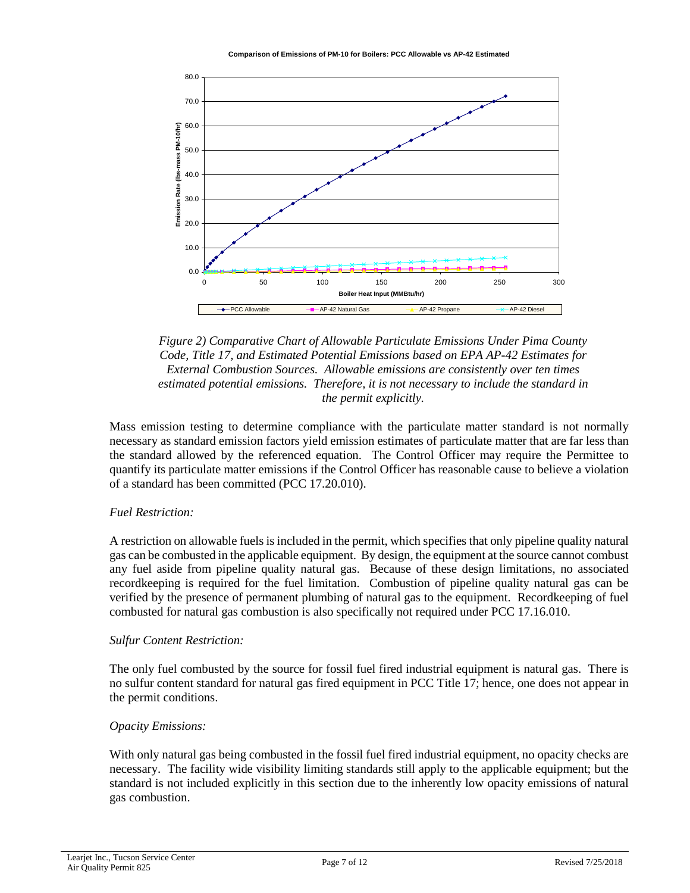*Figure 2) Comparative Chart of Allowable Particulate Emissions Under Pima County Code, Title 17, and Estimated Potential Emissions based on EPA AP-42 Estimates for External Combustion Sources. Allowable emissions are consistently over ten times estimated potential emissions. Therefore, it is not necessary to include the standard in the permit explicitly.*

Mass emission testing to determine compliance with the particulate matter standard is not normally necessary as standard emission factors yield emission estimates of particulate matter that are far less than the standard allowed by the referenced equation. The Control Officer may require the Permittee to quantify its particulate matter emissions if the Control Officer has reasonable cause to believe a violation of a standard has been committed (PCC 17.20.010).

*Fuel Restriction:*

A restriction on allowable fuels is included in the permit, which specifies that only pipeline quality natural gas can be combusted in the applicable equipment. By design, the equipment at the source cannot combust any fuel aside from pipeline quality natural gas. Because of these design limitations, no associated recordkeeping is required for the fuel limitation. Combustion of pipeline quality natural gas can be verified by the presence of permanent plumbing of natural gas to the equipment. Recordkeeping of fuel combusted for natural gas combustion is also specifically not required under PCC 17.16.010.

*Sulfur Content Restriction:*

The only fuel combusted by the source for fossil fuel fired industrial equipment is natural gas. There is no sulfur content standard for natural gas fired equipment in PCC Title 17; hence, one does not appear in the permit conditions.

*Opacity Emissions:*

With only natural gas being combusted in the fossil fuel fired industrial equipment, no opacity checks are necessary. The facility wide visibility limiting standards still apply to the applicable equipment; but the standard is not included explicitly in this section due to the inherently low opacity emissions of natural gas combustion.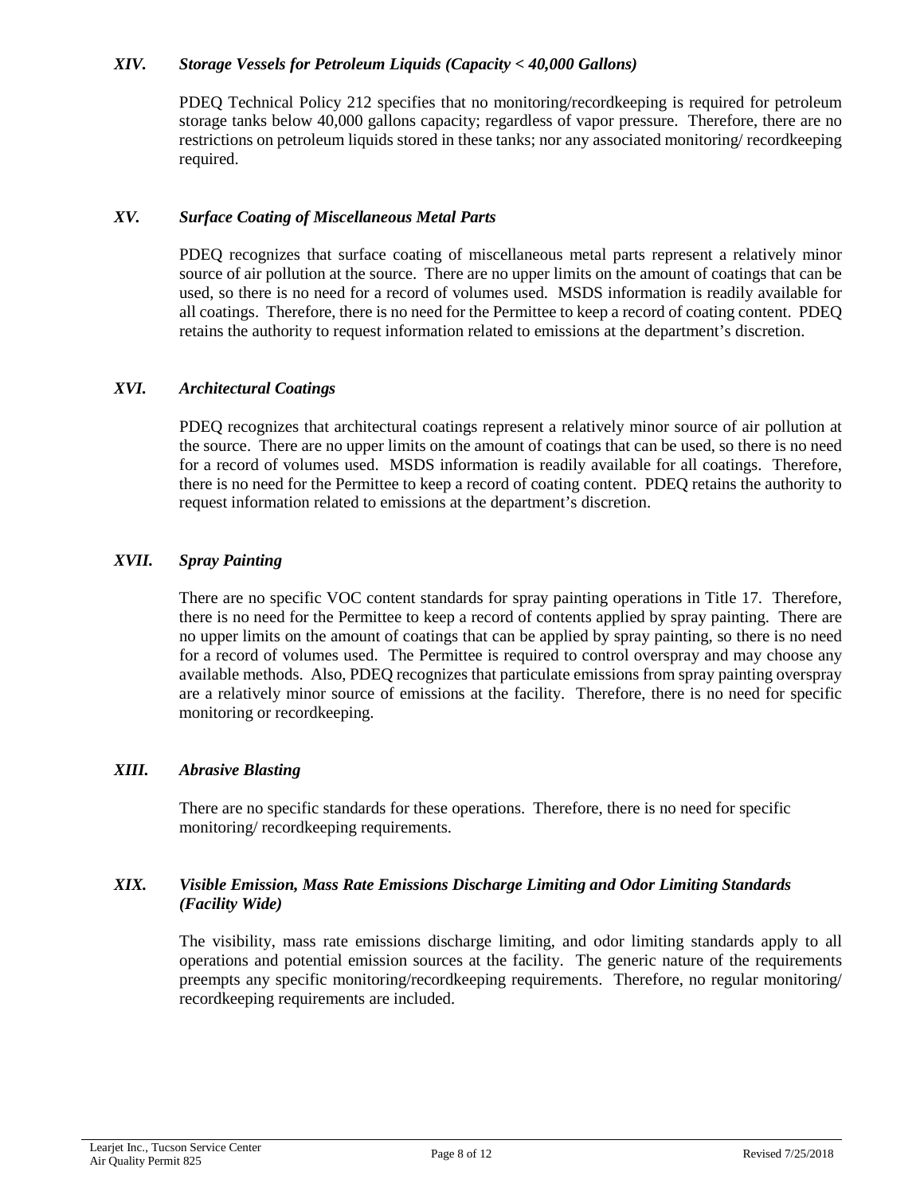### *XIV. Storage Vessels for Petroleum Liquids (Capacity < 40,000 Gallons)*

PDEQ Technical Policy 212 specifies that no monitoring/recordkeeping is required for petroleum storage tanks below 40,000 gallons capacity; regardless of vapor pressure. Therefore, there are no restrictions on petroleum liquids stored in these tanks; nor any associated monitoring/ recordkeeping required.

### *XV. Surface Coating of Miscellaneous Metal Parts*

PDEQ recognizes that surface coating of miscellaneous metal parts represent a relatively minor source of air pollution at the source. There are no upper limits on the amount of coatings that can be used, so there is no need for a record of volumes used. MSDS information is readily available for all coatings. Therefore, there is no need for the Permittee to keep a record of coating content. PDEQ retains the authority to request information related to emissions at the department's discretion.

### *XVI. Architectural Coatings*

PDEQ recognizes that architectural coatings represent a relatively minor source of air pollution at the source. There are no upper limits on the amount of coatings that can be used, so there is no need for a record of volumes used. MSDS information is readily available for all coatings. Therefore, there is no need for the Permittee to keep a record of coating content. PDEQ retains the authority to request information related to emissions at the department's discretion.

### *XVII. Spray Painting*

There are no specific VOC content standards for spray painting operations in Title 17. Therefore, there is no need for the Permittee to keep a record of contents applied by spray painting. There are no upper limits on the amount of coatings that can be applied by spray painting, so there is no need for a record of volumes used. The Permittee is required to control overspray and may choose any available methods. Also, PDEQ recognizes that particulate emissions from spray painting overspray are a relatively minor source of emissions at the facility. Therefore, there is no need for specific monitoring or recordkeeping.

### *XIII. Abrasive Blasting*

There are no specific standards for these operations. Therefore, there is no need for specific monitoring/ recordkeeping requirements.

### *XIX. Visible Emission, Mass Rate Emissions Discharge Limiting and Odor Limiting Standards (Facility Wide)*

The visibility, mass rate emissions discharge limiting, and odor limiting standards apply to all operations and potential emission sources at the facility. The generic nature of the requirements preempts any specific monitoring/recordkeeping requirements. Therefore, no regular monitoring/ recordkeeping requirements are included.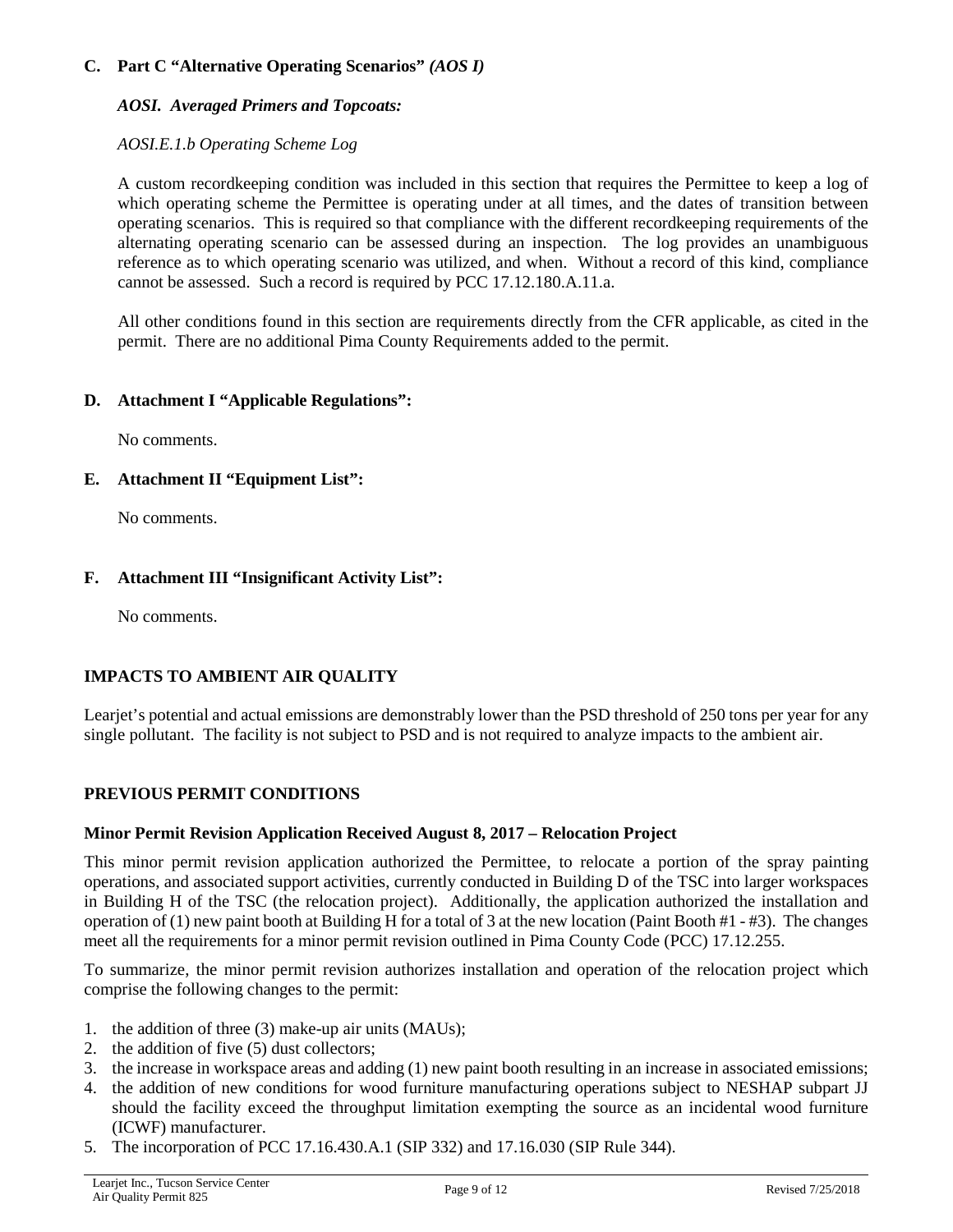### C. Part C "Alternative Operating Scenarios" *(AOS I)*

***AOSI. Averaged Primers and Topcoats:***

*AOSI.E.1.b Operating Scheme Log*

A custom recordkeeping condition was included in this section that requires the Permittee to keep a log of which operating scheme the Permittee is operating under at all times, and the dates of transition between operating scenarios. This is required so that compliance with the different recordkeeping requirements of the alternating operating scenario can be assessed during an inspection. The log provides an unambiguous reference as to which operating scenario was utilized, and when. Without a record of this kind, compliance cannot be assessed. Such a record is required by PCC 17.12.180.A.11.a.

All other conditions found in this section are requirements directly from the CFR applicable, as cited in the permit. There are no additional Pima County Requirements added to the permit.

### D. Attachment I "Applicable Regulations":

No comments.

### E. Attachment II "Equipment List":

No comments.

### F. Attachment III "Insignificant Activity List":

No comments.

## IMPACTS TO AMBIENT AIR QUALITY

Learjet's potential and actual emissions are demonstrably lower than the PSD threshold of 250 tons per year for any single pollutant. The facility is not subject to PSD and is not required to analyze impacts to the ambient air.

## PREVIOUS PERMIT CONDITIONS

### Minor Permit Revision Application Received August 8, 2017 – Relocation Project

This minor permit revision application authorized the Permittee, to relocate a portion of the spray painting operations, and associated support activities, currently conducted in Building D of the TSC into larger workspaces in Building H of the TSC (the relocation project). Additionally, the application authorized the installation and operation of (1) new paint booth at Building H for a total of 3 at the new location (Paint Booth #1 - #3). The changes meet all the requirements for a minor permit revision outlined in Pima County Code (PCC) 17.12.255.

To summarize, the minor permit revision authorizes installation and operation of the relocation project which comprise the following changes to the permit:

1. the addition of three (3) make-up air units (MAUs);
2. the addition of five (5) dust collectors;
3. the increase in workspace areas and adding (1) new paint booth resulting in an increase in associated emissions;
4. the addition of new conditions for wood furniture manufacturing operations subject to NESHAP subpart JJ should the facility exceed the throughput limitation exempting the source as an incidental wood furniture (ICWF) manufacturer.
5. The incorporation of PCC 17.16.430.A.1 (SIP 332) and 17.16.030 (SIP Rule 344).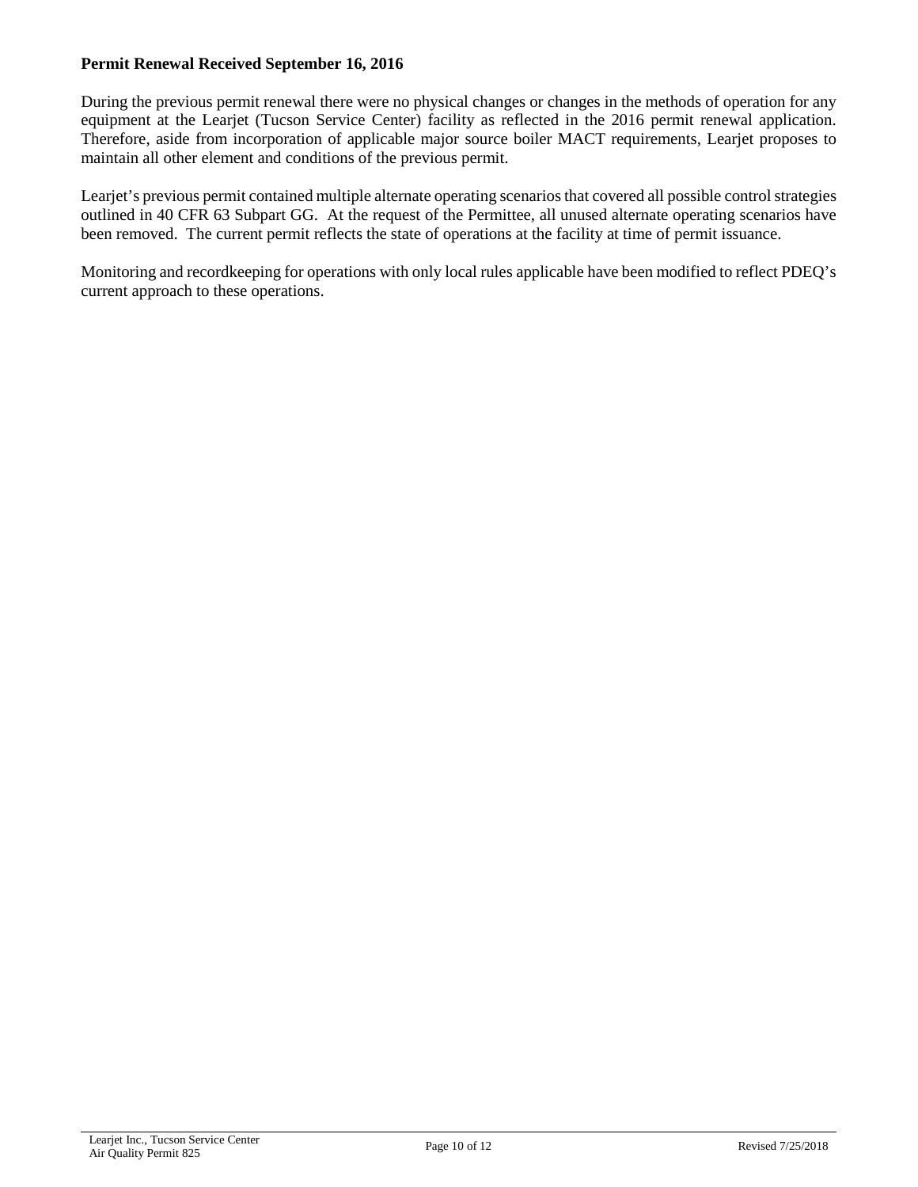**Permit Renewal Received September 16, 2016**

During the previous permit renewal there were no physical changes or changes in the methods of operation for any equipment at the Learjet (Tucson Service Center) facility as reflected in the 2016 permit renewal application. Therefore, aside from incorporation of applicable major source boiler MACT requirements, Learjet proposes to maintain all other element and conditions of the previous permit.

Learjet's previous permit contained multiple alternate operating scenarios that covered all possible control strategies outlined in 40 CFR 63 Subpart GG. At the request of the Permittee, all unused alternate operating scenarios have been removed. The current permit reflects the state of operations at the facility at time of permit issuance.

Monitoring and recordkeeping for operations with only local rules applicable have been modified to reflect PDEQ's current approach to these operations.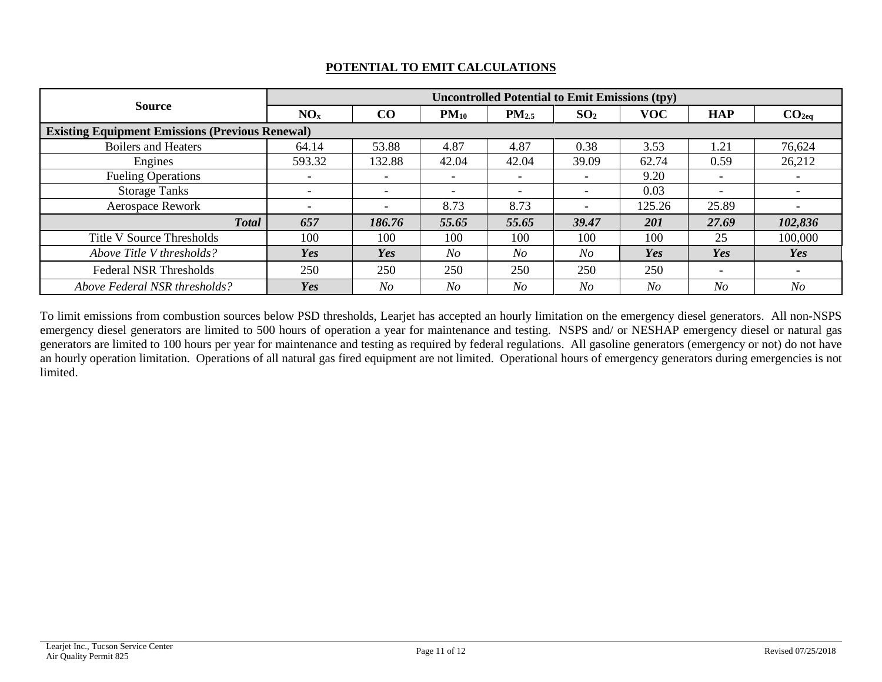## POTENTIAL TO EMIT CALCULATIONS

| Source | Uncontrolled Potential to Emit Emissions (tpy) | | | | | | | |
|---|---|---|---|---|---|---|---|---|
| | $NO_x$ | CO | $PM_{10}$ | $PM_{2.5}$ | $SO_2$ | VOC | HAP | $CO_{2eq}$ |
| **Existing Equipment Emissions (Previous Renewal)** | | | | | | | | |
| Boilers and Heaters | 64.14 | 53.88 | 4.87 | 4.87 | 0.38 | 3.53 | 1.21 | 76,624 |
| Engines | 593.32 | 132.88 | 42.04 | 42.04 | 39.09 | 62.74 | 0.59 | 26,212 |
| Fueling Operations | - | - | - | - | - | 9.20 | - | - |
| Storage Tanks | - | - | - | - | - | 0.03 | - | - |
| Aerospace Rework | - | - | 8.73 | 8.73 | - | 125.26 | 25.89 | - |
| ***Total*** | ***657*** | ***186.76*** | ***55.65*** | ***55.65*** | ***39.47*** | ***201*** | ***27.69*** | ***102,836*** |
| Title V Source Thresholds | 100 | 100 | 100 | 100 | 100 | 100 | 25 | 100,000 |
| *Above Title V thresholds?* | ***Yes*** | ***Yes*** | *No* | *No* | *No* | ***Yes*** | ***Yes*** | ***Yes*** |
| Federal NSR Thresholds | 250 | 250 | 250 | 250 | 250 | 250 | - | - |
| *Above Federal NSR thresholds?* | ***Yes*** | *No* | *No* | *No* | *No* | *No* | *No* | *No* |

To limit emissions from combustion sources below PSD thresholds, Learjet has accepted an hourly limitation on the emergency diesel generators. All non-NSPS emergency diesel generators are limited to 500 hours of operation a year for maintenance and testing. NSPS and/ or NESHAP emergency diesel or natural gas generators are limited to 100 hours per year for maintenance and testing as required by federal regulations. All gasoline generators (emergency or not) do not have an hourly operation limitation. Operations of all natural gas fired equipment are not limited. Operational hours of emergency generators during emergencies is not limited.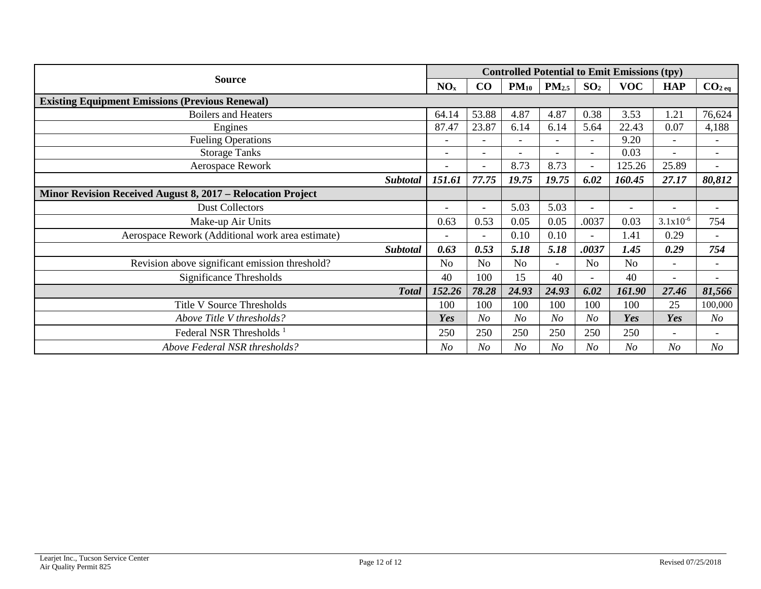| Source | Controlled Potential to Emit Emissions (tpy) | | | | | | | |
|---|---|---|---|---|---|---|---|---|
| | $NO_x$ | CO | $PM_{10}$ | $PM_{2.5}$ | $SO_2$ | VOC | HAP | $CO_{2\ eq}$ |
| **Existing Equipment Emissions (Previous Renewal)** | | | | | | | | |
| Boilers and Heaters | 64.14 | 53.88 | 4.87 | 4.87 | 0.38 | 3.53 | 1.21 | 76,624 |
| Engines | 87.47 | 23.87 | 6.14 | 6.14 | 5.64 | 22.43 | 0.07 | 4,188 |
| Fueling Operations | - | - | - | - | - | 9.20 | - | - |
| Storage Tanks | - | - | - | - | - | 0.03 | - | - |
| Aerospace Rework | - | - | 8.73 | 8.73 | - | 125.26 | 25.89 | - |
| ***Subtotal*** | ***151.61*** | ***77.75*** | ***19.75*** | ***19.75*** | ***6.02*** | ***160.45*** | ***27.17*** | ***80,812*** |
| **Minor Revision Received August 8, 2017 – Relocation Project** | | | | | | | | |
| Dust Collectors | - | - | 5.03 | 5.03 | - | - | - | - |
| Make-up Air Units | 0.63 | 0.53 | 0.05 | 0.05 | .0037 | 0.03 | $3.1x10^{-6}$ | 754 |
| Aerospace Rework (Additional work area estimate) | - | - | 0.10 | 0.10 | - | 1.41 | 0.29 | - |
| ***Subtotal*** | ***0.63*** | ***0.53*** | ***5.18*** | ***5.18*** | ***.0037*** | ***1.45*** | ***0.29*** | ***754*** |
| Revision above significant emission threshold? | No | No | No | - | No | No | - | - |
| Significance Thresholds | 40 | 100 | 15 | 40 | - | 40 | - | - |
| ***Total*** | ***152.26*** | ***78.28*** | ***24.93*** | ***24.93*** | ***6.02*** | ***161.90*** | ***27.46*** | ***81,566*** |
| Title V Source Thresholds | 100 | 100 | 100 | 100 | 100 | 100 | 25 | 100,000 |
| *Above Title V thresholds?* | ***Yes*** | *No* | *No* | *No* | *No* | ***Yes*** | ***Yes*** | *No* |
| Federal NSR Thresholds [1] | 250 | 250 | 250 | 250 | 250 | 250 | - | - |
| *Above Federal NSR thresholds?* | *No* | *No* | *No* | *No* | *No* | *No* | *No* | *No* |